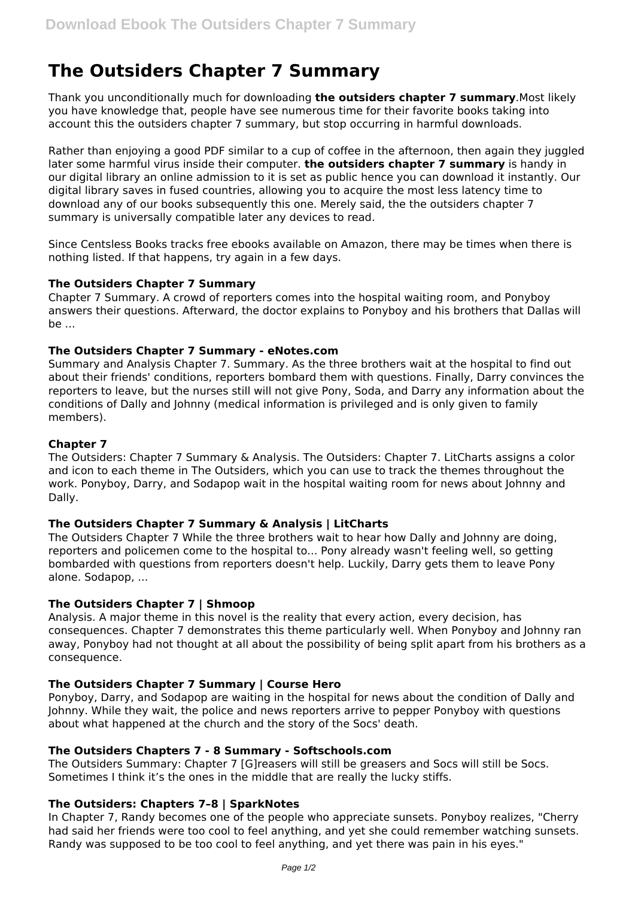# The Outsiders Chapter 7 Summary

Thank you unconditionally much for downloading **the outsiders chapter 7 summary**.Most likely you have knowledge that, people have see numerous time for their favorite books taking into account this the outsiders chapter 7 summary, but stop occurring in harmful downloads.

Rather than enjoying a good PDF similar to a cup of coffee in the afternoon, then again they juggled later some harmful virus inside their computer. **the outsiders chapter 7 summary** is handy in our digital library an online admission to it is set as public hence you can download it instantly. Our digital library saves in fused countries, allowing you to acquire the most less latency time to download any of our books subsequently this one. Merely said, the the outsiders chapter 7 summary is universally compatible later any devices to read.

Since Centsless Books tracks free ebooks available on Amazon, there may be times when there is nothing listed. If that happens, try again in a few days.

### The Outsiders Chapter 7 Summary

Chapter 7 Summary. A crowd of reporters comes into the hospital waiting room, and Ponyboy answers their questions. Afterward, the doctor explains to Ponyboy and his brothers that Dallas will be ...

### The Outsiders Chapter 7 Summary - eNotes.com

Summary and Analysis Chapter 7. Summary. As the three brothers wait at the hospital to find out about their friends' conditions, reporters bombard them with questions. Finally, Darry convinces the reporters to leave, but the nurses still will not give Pony, Soda, and Darry any information about the conditions of Dally and Johnny (medical information is privileged and is only given to family members).

### Chapter 7

The Outsiders: Chapter 7 Summary & Analysis. The Outsiders: Chapter 7. LitCharts assigns a color and icon to each theme in The Outsiders, which you can use to track the themes throughout the work. Ponyboy, Darry, and Sodapop wait in the hospital waiting room for news about Johnny and Dally.

### The Outsiders Chapter 7 Summary & Analysis | LitCharts

The Outsiders Chapter 7 While the three brothers wait to hear how Dally and Johnny are doing, reporters and policemen come to the hospital to... Pony already wasn't feeling well, so getting bombarded with questions from reporters doesn't help. Luckily, Darry gets them to leave Pony alone. Sodapop, ...

### The Outsiders Chapter 7 | Shmoop

Analysis. A major theme in this novel is the reality that every action, every decision, has consequences. Chapter 7 demonstrates this theme particularly well. When Ponyboy and Johnny ran away, Ponyboy had not thought at all about the possibility of being split apart from his brothers as a consequence.

### The Outsiders Chapter 7 Summary | Course Hero

Ponyboy, Darry, and Sodapop are waiting in the hospital for news about the condition of Dally and Johnny. While they wait, the police and news reporters arrive to pepper Ponyboy with questions about what happened at the church and the story of the Socs' death.

### The Outsiders Chapters 7 - 8 Summary - Softschools.com

The Outsiders Summary: Chapter 7 [G]reasers will still be greasers and Socs will still be Socs. Sometimes I think it's the ones in the middle that are really the lucky stiffs.

### The Outsiders: Chapters 7–8 | SparkNotes

In Chapter 7, Randy becomes one of the people who appreciate sunsets. Ponyboy realizes, "Cherry had said her friends were too cool to feel anything, and yet she could remember watching sunsets. Randy was supposed to be too cool to feel anything, and yet there was pain in his eyes."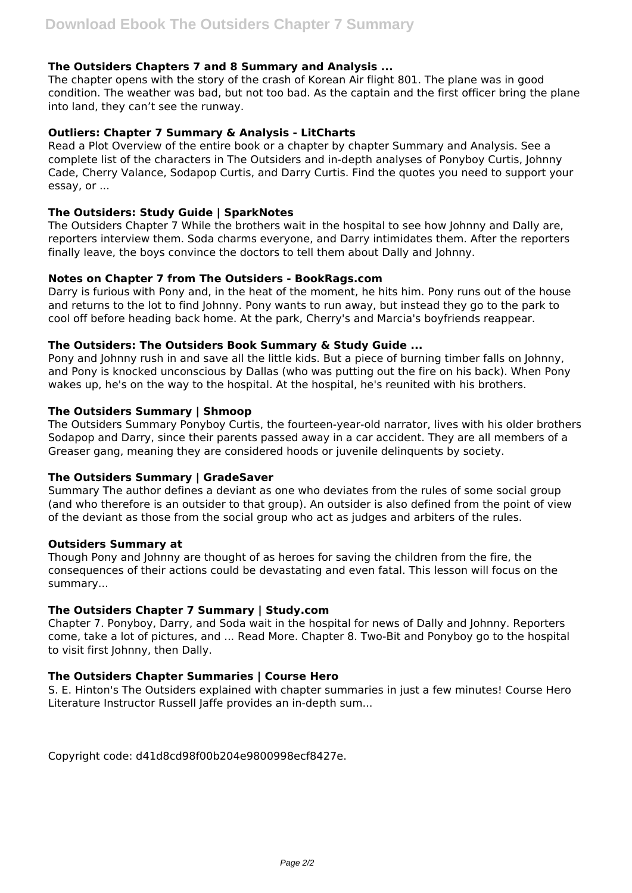### The Outsiders Chapters 7 and 8 Summary and Analysis ...

The chapter opens with the story of the crash of Korean Air flight 801. The plane was in good condition. The weather was bad, but not too bad. As the captain and the first officer bring the plane into land, they can't see the runway.

### Outliers: Chapter 7 Summary & Analysis - LitCharts

Read a Plot Overview of the entire book or a chapter by chapter Summary and Analysis. See a complete list of the characters in The Outsiders and in-depth analyses of Ponyboy Curtis, Johnny Cade, Cherry Valance, Sodapop Curtis, and Darry Curtis. Find the quotes you need to support your essay, or ...

### The Outsiders: Study Guide | SparkNotes

The Outsiders Chapter 7 While the brothers wait in the hospital to see how Johnny and Dally are, reporters interview them. Soda charms everyone, and Darry intimidates them. After the reporters finally leave, the boys convince the doctors to tell them about Dally and Johnny.

### Notes on Chapter 7 from The Outsiders - BookRags.com

Darry is furious with Pony and, in the heat of the moment, he hits him. Pony runs out of the house and returns to the lot to find Johnny. Pony wants to run away, but instead they go to the park to cool off before heading back home. At the park, Cherry's and Marcia's boyfriends reappear.

### The Outsiders: The Outsiders Book Summary & Study Guide ...

Pony and Johnny rush in and save all the little kids. But a piece of burning timber falls on Johnny, and Pony is knocked unconscious by Dallas (who was putting out the fire on his back). When Pony wakes up, he's on the way to the hospital. At the hospital, he's reunited with his brothers.

### The Outsiders Summary | Shmoop

The Outsiders Summary Ponyboy Curtis, the fourteen-year-old narrator, lives with his older brothers Sodapop and Darry, since their parents passed away in a car accident. They are all members of a Greaser gang, meaning they are considered hoods or juvenile delinquents by society.

### The Outsiders Summary | GradeSaver

Summary The author defines a deviant as one who deviates from the rules of some social group (and who therefore is an outsider to that group). An outsider is also defined from the point of view of the deviant as those from the social group who act as judges and arbiters of the rules.

### Outsiders Summary at

Though Pony and Johnny are thought of as heroes for saving the children from the fire, the consequences of their actions could be devastating and even fatal. This lesson will focus on the summary...

### The Outsiders Chapter 7 Summary | Study.com

Chapter 7. Ponyboy, Darry, and Soda wait in the hospital for news of Dally and Johnny. Reporters come, take a lot of pictures, and ... Read More. Chapter 8. Two-Bit and Ponyboy go to the hospital to visit first Johnny, then Dally.

### The Outsiders Chapter Summaries | Course Hero

S. E. Hinton's The Outsiders explained with chapter summaries in just a few minutes! Course Hero Literature Instructor Russell Jaffe provides an in-depth sum...

Copyright code: d41d8cd98f00b204e9800998ecf8427e.